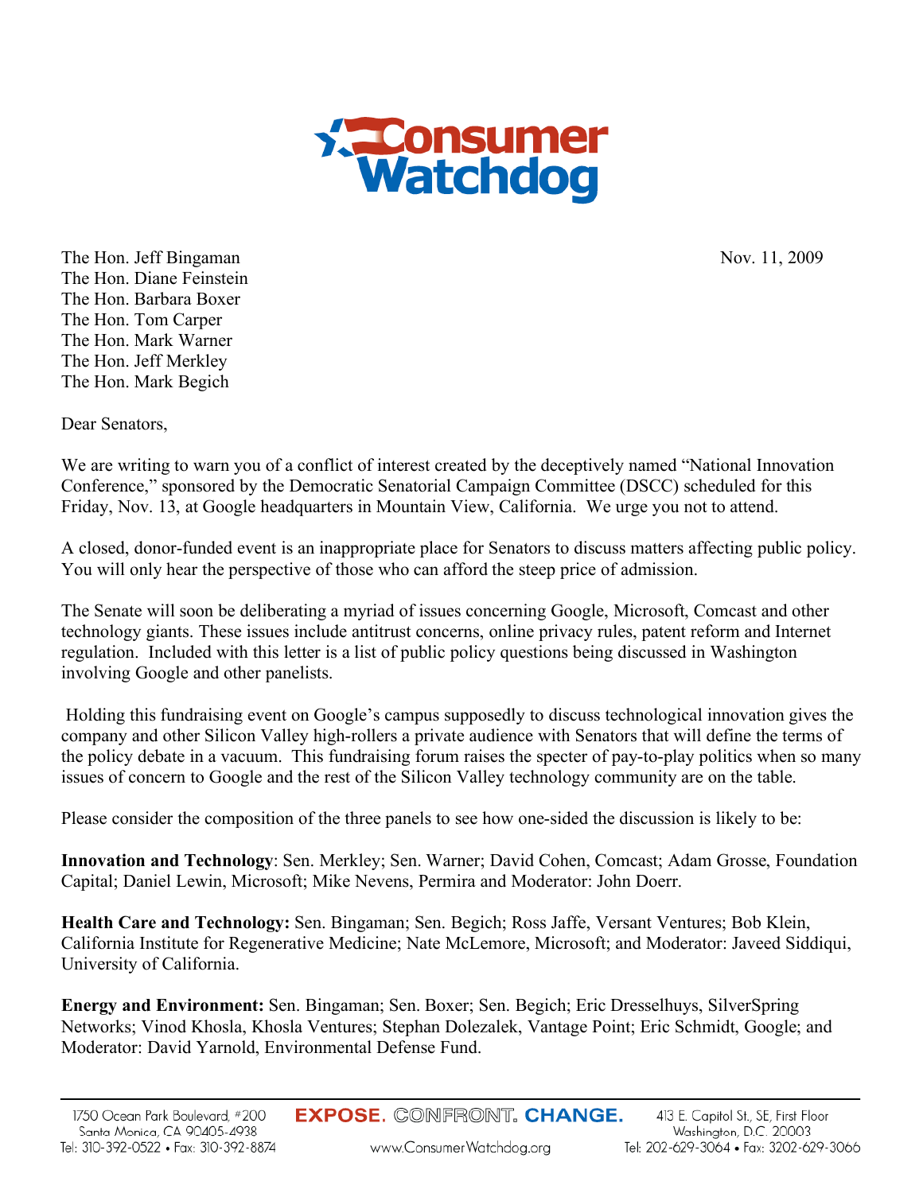Consumer Watchdog

The Hon. Jeff Bingaman
The Hon. Diane Feinstein
The Hon. Barbara Boxer
The Hon. Tom Carper
The Hon. Mark Warner
The Hon. Jeff Merkley
The Hon. Mark Begich

Nov. 11, 2009

Dear Senators,

We are writing to warn you of a conflict of interest created by the deceptively named "National Innovation Conference," sponsored by the Democratic Senatorial Campaign Committee (DSCC) scheduled for this Friday, Nov. 13, at Google headquarters in Mountain View, California. We urge you not to attend.

A closed, donor-funded event is an inappropriate place for Senators to discuss matters affecting public policy. You will only hear the perspective of those who can afford the steep price of admission.

The Senate will soon be deliberating a myriad of issues concerning Google, Microsoft, Comcast and other technology giants. These issues include antitrust concerns, online privacy rules, patent reform and Internet regulation. Included with this letter is a list of public policy questions being discussed in Washington involving Google and other panelists.

Holding this fundraising event on Google's campus supposedly to discuss technological innovation gives the company and other Silicon Valley high-rollers a private audience with Senators that will define the terms of the policy debate in a vacuum. This fundraising forum raises the specter of pay-to-play politics when so many issues of concern to Google and the rest of the Silicon Valley technology community are on the table.

Please consider the composition of the three panels to see how one-sided the discussion is likely to be:

**Innovation and Technology**: Sen. Merkley; Sen. Warner; David Cohen, Comcast; Adam Grosse, Foundation Capital; Daniel Lewin, Microsoft; Mike Nevens, Permira and Moderator: John Doerr.

**Health Care and Technology:** Sen. Bingaman; Sen. Begich; Ross Jaffe, Versant Ventures; Bob Klein, California Institute for Regenerative Medicine; Nate McLemore, Microsoft; and Moderator: Javeed Siddiqui, University of California.

**Energy and Environment:** Sen. Bingaman; Sen. Boxer; Sen. Begich; Eric Dresselhuys, SilverSpring Networks; Vinod Khosla, Khosla Ventures; Stephan Dolezalek, Vantage Point; Eric Schmidt, Google; and Moderator: David Yarnold, Environmental Defense Fund.

1750 Ocean Park Boulevard, #200
Santa Monica, CA 90405-4938
Tel: 310-392-0522 • Fax: 310-392-8874

EXPOSE. CONFRONT. CHANGE.
www.ConsumerWatchdog.org

413 E. Capitol St., SE, First Floor
Washington, D.C. 20003
Tel: 202-629-3064 • Fax: 3202-629-3066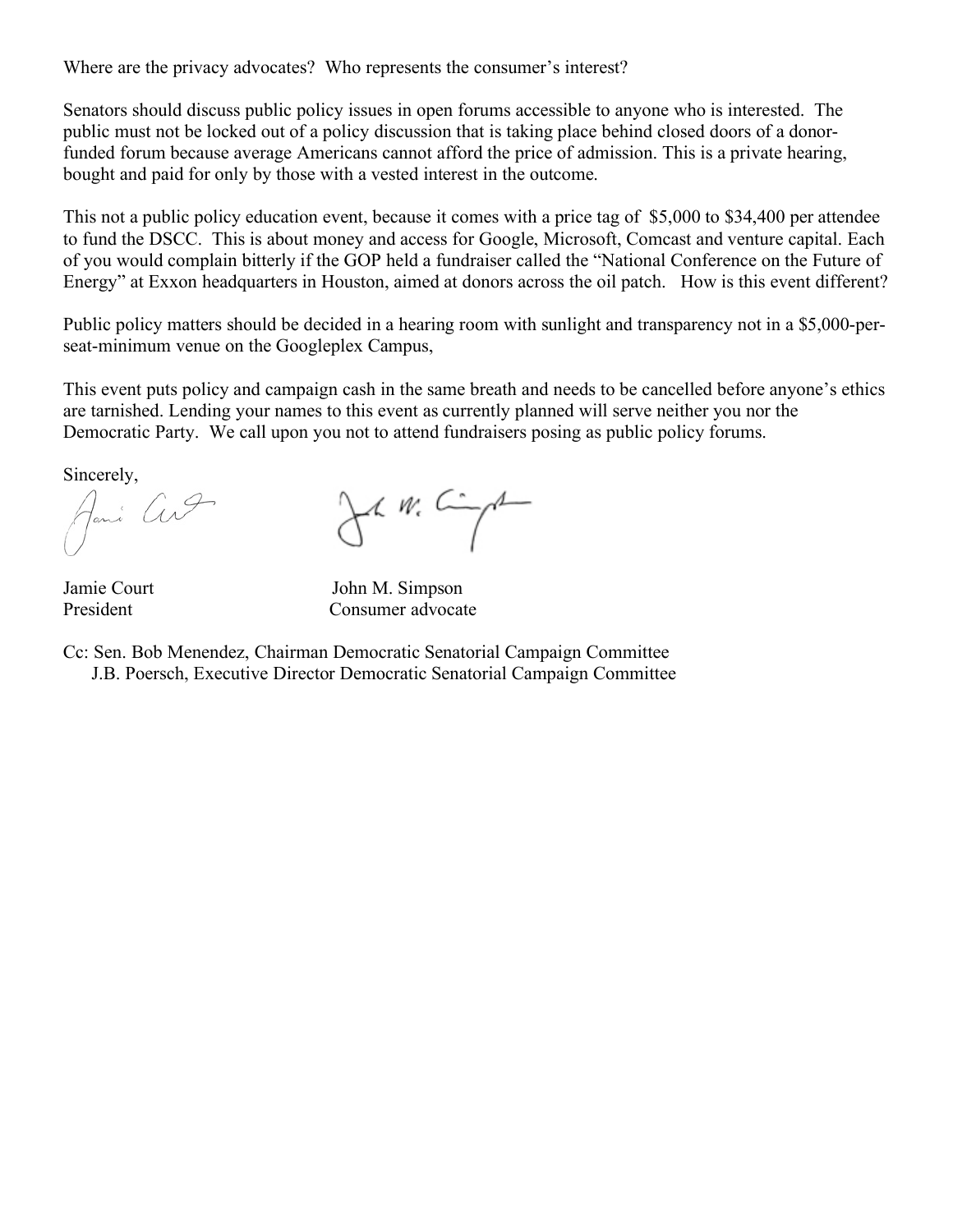Where are the privacy advocates? Who represents the consumer's interest?

Senators should discuss public policy issues in open forums accessible to anyone who is interested. The public must not be locked out of a policy discussion that is taking place behind closed doors of a donor-funded forum because average Americans cannot afford the price of admission. This is a private hearing, bought and paid for only by those with a vested interest in the outcome.

This not a public policy education event, because it comes with a price tag of $5,000 to $34,400 per attendee to fund the DSCC. This is about money and access for Google, Microsoft, Comcast and venture capital. Each of you would complain bitterly if the GOP held a fundraiser called the "National Conference on the Future of Energy" at Exxon headquarters in Houston, aimed at donors across the oil patch. How is this event different?

Public policy matters should be decided in a hearing room with sunlight and transparency not in a $5,000-per-seat-minimum venue on the Googleplex Campus,

This event puts policy and campaign cash in the same breath and needs to be cancelled before anyone's ethics are tarnished. Lending your names to this event as currently planned will serve neither you nor the Democratic Party. We call upon you not to attend fundraisers posing as public policy forums.

Sincerely,

Jamie Court
President

John M. Simpson
Consumer advocate

Cc: Sen. Bob Menendez, Chairman Democratic Senatorial Campaign Committee
J.B. Poersch, Executive Director Democratic Senatorial Campaign Committee